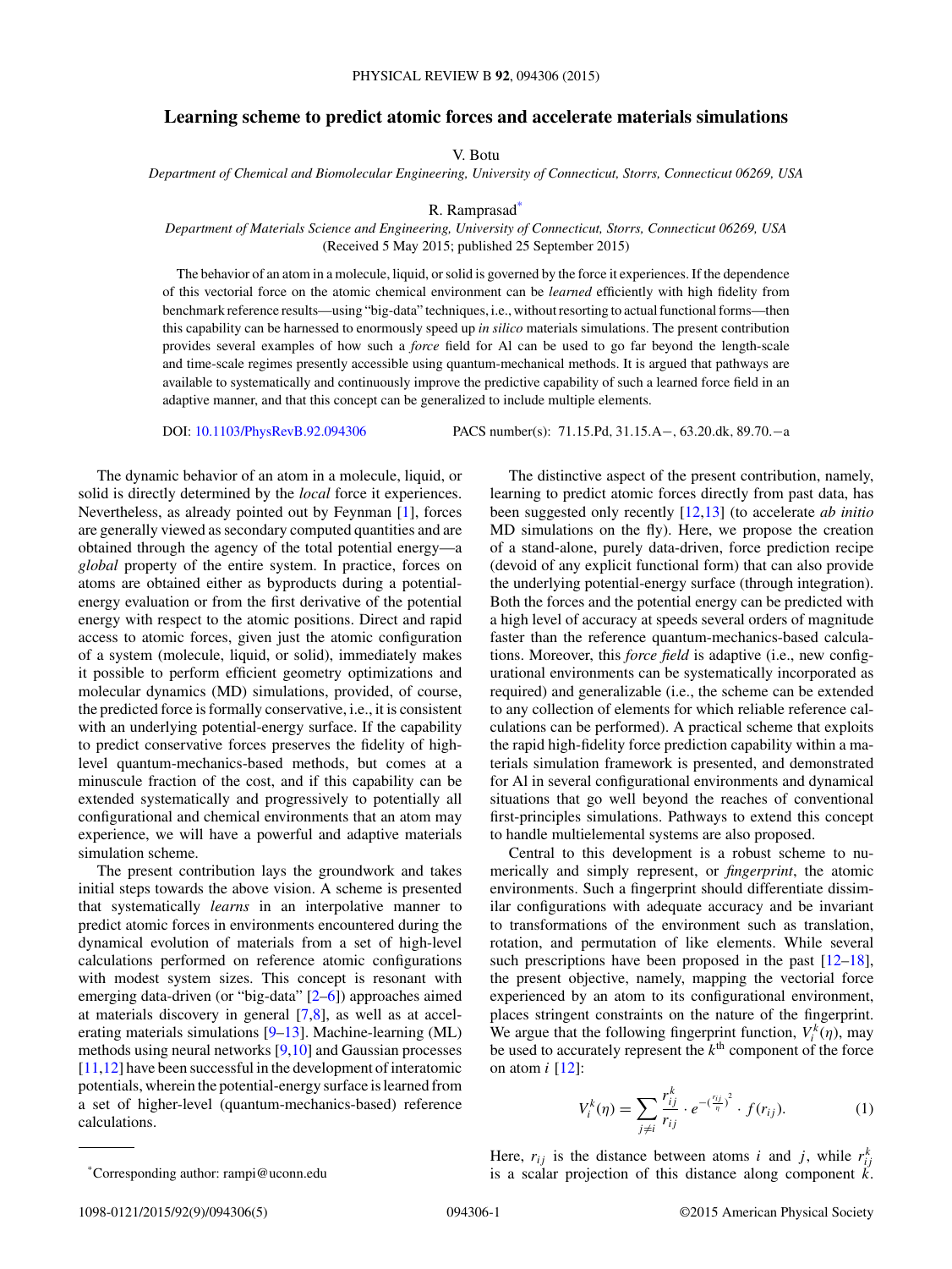# Learning scheme to predict atomic forces and accelerate materials simulations

V. Botu

*Department of Chemical and Biomolecular Engineering, University of Connecticut, Storrs, Connecticut 06269, USA*

R. Ramprasad[*]

*Department of Materials Science and Engineering, University of Connecticut, Storrs, Connecticut 06269, USA*

(Received 5 May 2015; published 25 September 2015)

The behavior of an atom in a molecule, liquid, or solid is governed by the force it experiences. If the dependence of this vectorial force on the atomic chemical environment can be *learned* efficiently with high fidelity from benchmark reference results—using "big-data" techniques, i.e., without resorting to actual functional forms—then this capability can be harnessed to enormously speed up *in silico* materials simulations. The present contribution provides several examples of how such a *force* field for Al can be used to go far beyond the length-scale and time-scale regimes presently accessible using quantum-mechanical methods. It is argued that pathways are available to systematically and continuously improve the predictive capability of such a learned force field in an adaptive manner, and that this concept can be generalized to include multiple elements.

DOI: 10.1103/PhysRevB.92.094306 PACS number(s): 71.15.Pd, 31.15.A−, 63.20.dk, 89.70.−a

The dynamic behavior of an atom in a molecule, liquid, or solid is directly determined by the *local* force it experiences. Nevertheless, as already pointed out by Feynman [1], forces are generally viewed as secondary computed quantities and are obtained through the agency of the total potential energy—a *global* property of the entire system. In practice, forces on atoms are obtained either as byproducts during a potential-energy evaluation or from the first derivative of the potential energy with respect to the atomic positions. Direct and rapid access to atomic forces, given just the atomic configuration of a system (molecule, liquid, or solid), immediately makes it possible to perform efficient geometry optimizations and molecular dynamics (MD) simulations, provided, of course, the predicted force is formally conservative, i.e., it is consistent with an underlying potential-energy surface. If the capability to predict conservative forces preserves the fidelity of high-level quantum-mechanics-based methods, but comes at a minuscule fraction of the cost, and if this capability can be extended systematically and progressively to potentially all configurational and chemical environments that an atom may experience, we will have a powerful and adaptive materials simulation scheme.

The present contribution lays the groundwork and takes initial steps towards the above vision. A scheme is presented that systematically *learns* in an interpolative manner to predict atomic forces in environments encountered during the dynamical evolution of materials from a set of high-level calculations performed on reference atomic configurations with modest system sizes. This concept is resonant with emerging data-driven (or "big-data" [2–6]) approaches aimed at materials discovery in general [7,8], as well as at accelerating materials simulations [9–13]. Machine-learning (ML) methods using neural networks [9,10] and Gaussian processes [11,12] have been successful in the development of interatomic potentials, wherein the potential-energy surface is learned from a set of higher-level (quantum-mechanics-based) reference calculations.

The distinctive aspect of the present contribution, namely, learning to predict atomic forces directly from past data, has been suggested only recently [12,13] (to accelerate *ab initio* MD simulations on the fly). Here, we propose the creation of a stand-alone, purely data-driven, force prediction recipe (devoid of any explicit functional form) that can also provide the underlying potential-energy surface (through integration). Both the forces and the potential energy can be predicted with a high level of accuracy at speeds several orders of magnitude faster than the reference quantum-mechanics-based calculations. Moreover, this *force field* is adaptive (i.e., new configurational environments can be systematically incorporated as required) and generalizable (i.e., the scheme can be extended to any collection of elements for which reliable reference calculations can be performed). A practical scheme that exploits the rapid high-fidelity force prediction capability within a materials simulation framework is presented, and demonstrated for Al in several configurational environments and dynamical situations that go well beyond the reaches of conventional first-principles simulations. Pathways to extend this concept to handle multielemental systems are also proposed.

Central to this development is a robust scheme to numerically and simply represent, or *fingerprint*, the atomic environments. Such a fingerprint should differentiate dissimilar configurations with adequate accuracy and be invariant to transformations of the environment such as translation, rotation, and permutation of like elements. While several such prescriptions have been proposed in the past [12–18], the present objective, namely, mapping the vectorial force experienced by an atom to its configurational environment, places stringent constraints on the nature of the fingerprint. We argue that the following fingerprint function, $V_i^k(\eta)$, may be used to accurately represent the $k^{\text{th}}$ component of the force on atom $i$ [12]:

$$V_i^k(\eta) = \sum_{j \neq i} \frac{r_{ij}^k}{r_{ij}} \cdot e^{-\left(\frac{r_{ij}}{\eta}\right)^2} \cdot f(r_{ij}). \qquad (1)$$

Here, $r_{ij}$ is the distance between atoms $i$ and $j$, while $r_{ij}^k$ is a scalar projection of this distance along component $k$.

[*]Corresponding author: rampi@uconn.edu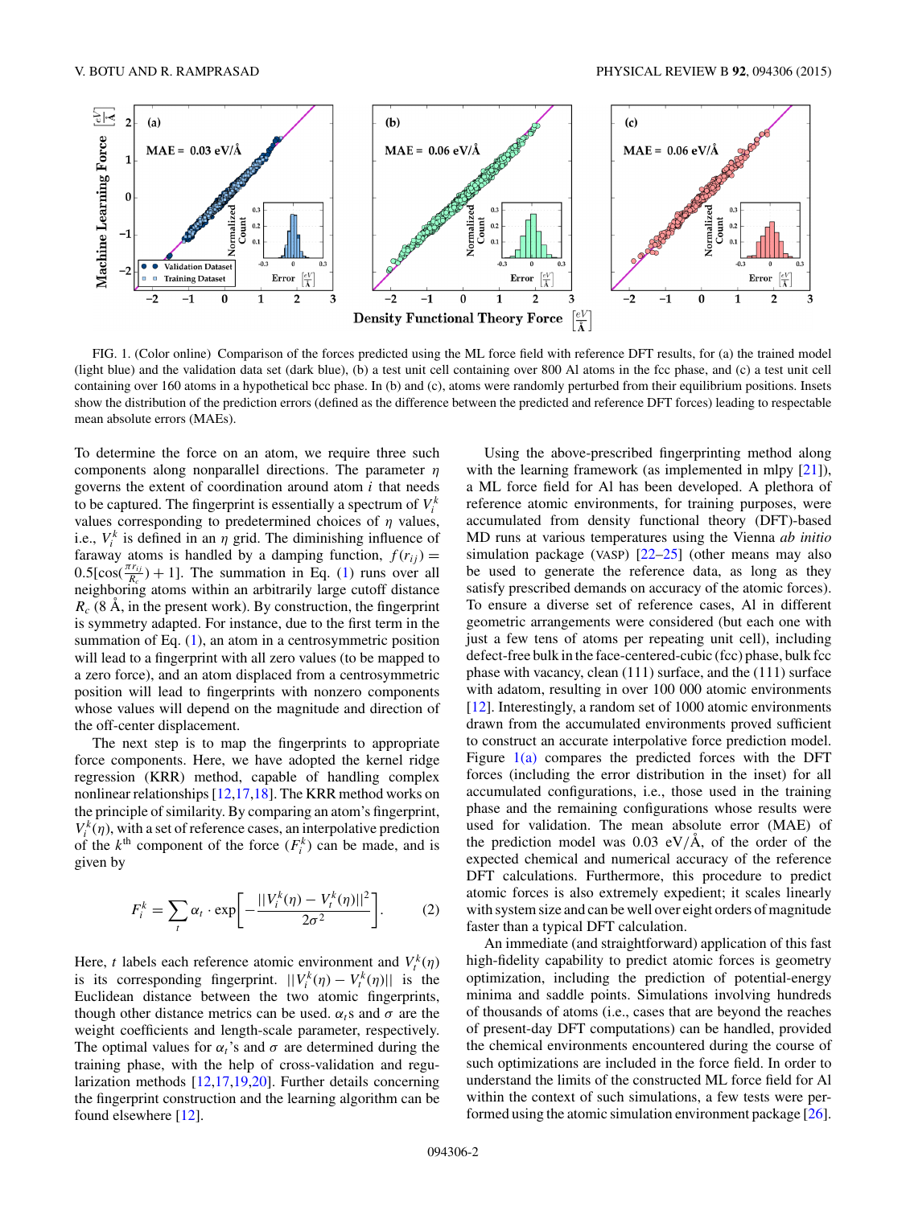(a)

MAE = 0.03 eV/Å

Machine Learning Force $\left[\frac{eV}{Å}\right]$

Validation Dataset

Training Dataset

Normalized Count

Error $\left[\frac{eV}{Å}\right]$

(b)

MAE = 0.06 eV/Å

(c)

MAE = 0.06 eV/Å

Density Functional Theory Force $\left[\frac{eV}{Å}\right]$

FIG. 1. (Color online) Comparison of the forces predicted using the ML force field with reference DFT results, for (a) the trained model (light blue) and the validation data set (dark blue), (b) a test unit cell containing over 800 Al atoms in the fcc phase, and (c) a test unit cell containing over 160 atoms in a hypothetical bcc phase. In (b) and (c), atoms were randomly perturbed from their equilibrium positions. Insets show the distribution of the prediction errors (defined as the difference between the predicted and reference DFT forces) leading to respectable mean absolute errors (MAEs).

To determine the force on an atom, we require three such components along nonparallel directions. The parameter $\eta$ governs the extent of coordination around atom $i$ that needs to be captured. The fingerprint is essentially a spectrum of $V_i^k$ values corresponding to predetermined choices of $\eta$ values, i.e., $V_i^k$ is defined in an $\eta$ grid. The diminishing influence of faraway atoms is handled by a damping function, $f(r_{ij}) = 0.5[\cos(\frac{\pi r_{ij}}{R_c}) + 1]$. The summation in Eq. (1) runs over all neighboring atoms within an arbitrarily large cutoff distance $R_c$ (8 Å, in the present work). By construction, the fingerprint is symmetry adapted. For instance, due to the first term in the summation of Eq. (1), an atom in a centrosymmetric position will lead to a fingerprint with all zero values (to be mapped to a zero force), and an atom displaced from a centrosymmetric position will lead to fingerprints with nonzero components whose values will depend on the magnitude and direction of the off-center displacement.

The next step is to map the fingerprints to appropriate force components. Here, we have adopted the kernel ridge regression (KRR) method, capable of handling complex nonlinear relationships [12,17,18]. The KRR method works on the principle of similarity. By comparing an atom's fingerprint, $V_i^k(\eta)$, with a set of reference cases, an interpolative prediction of the $k^{\text{th}}$ component of the force ($F_i^k$) can be made, and is given by

$$F_i^k = \sum_t \alpha_t \cdot \exp\left[-\frac{||V_i^k(\eta) - V_t^k(\eta)||^2}{2\sigma^2}\right]. \qquad (2)$$

Here, $t$ labels each reference atomic environment and $V_t^k(\eta)$ is its corresponding fingerprint. $||V_i^k(\eta) - V_t^k(\eta)||$ is the Euclidean distance between the two atomic fingerprints, though other distance metrics can be used. $\alpha_t$s and $\sigma$ are the weight coefficients and length-scale parameter, respectively. The optimal values for $\alpha_t$'s and $\sigma$ are determined during the training phase, with the help of cross-validation and regularization methods [12,17,19,20]. Further details concerning the fingerprint construction and the learning algorithm can be found elsewhere [12].

Using the above-prescribed fingerprinting method along with the learning framework (as implemented in mlpy [21]), a ML force field for Al has been developed. A plethora of reference atomic environments, for training purposes, were accumulated from density functional theory (DFT)-based MD runs at various temperatures using the Vienna *ab initio* simulation package (VASP) [22–25] (other means may also be used to generate the reference data, as long as they satisfy prescribed demands on accuracy of the atomic forces). To ensure a diverse set of reference cases, Al in different geometric arrangements were considered (but each one with just a few tens of atoms per repeating unit cell), including defect-free bulk in the face-centered-cubic (fcc) phase, bulk fcc phase with vacancy, clean (111) surface, and the (111) surface with adatom, resulting in over 100 000 atomic environments [12]. Interestingly, a random set of 1000 atomic environments drawn from the accumulated environments proved sufficient to construct an accurate interpolative force prediction model. Figure 1(a) compares the predicted forces with the DFT forces (including the error distribution in the inset) for all accumulated configurations, i.e., those used in the training phase and the remaining configurations whose results were used for validation. The mean absolute error (MAE) of the prediction model was 0.03 eV/Å, of the order of the expected chemical and numerical accuracy of the reference DFT calculations. Furthermore, this procedure to predict atomic forces is also extremely expedient; it scales linearly with system size and can be well over eight orders of magnitude faster than a typical DFT calculation.

An immediate (and straightforward) application of this fast high-fidelity capability to predict atomic forces is geometry optimization, including the prediction of potential-energy minima and saddle points. Simulations involving hundreds of thousands of atoms (i.e., cases that are beyond the reaches of present-day DFT computations) can be handled, provided the chemical environments encountered during the course of such optimizations are included in the force field. In order to understand the limits of the constructed ML force field for Al within the context of such simulations, a few tests were performed using the atomic simulation environment package [26].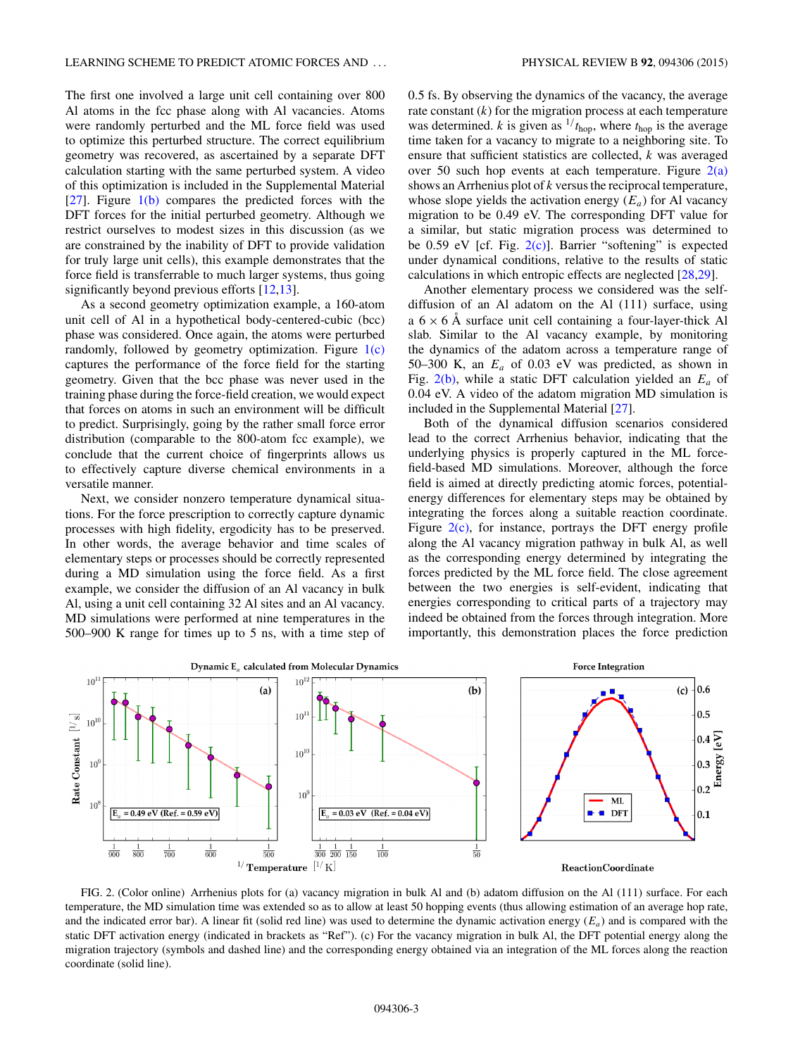The first one involved a large unit cell containing over 800 Al atoms in the fcc phase along with Al vacancies. Atoms were randomly perturbed and the ML force field was used to optimize this perturbed structure. The correct equilibrium geometry was recovered, as ascertained by a separate DFT calculation starting with the same perturbed system. A video of this optimization is included in the Supplemental Material [27]. Figure 1(b) compares the predicted forces with the DFT forces for the initial perturbed geometry. Although we restrict ourselves to modest sizes in this discussion (as we are constrained by the inability of DFT to provide validation for truly large unit cells), this example demonstrates that the force field is transferrable to much larger systems, thus going significantly beyond previous efforts [12,13].

As a second geometry optimization example, a 160-atom unit cell of Al in a hypothetical body-centered-cubic (bcc) phase was considered. Once again, the atoms were perturbed randomly, followed by geometry optimization. Figure 1(c) captures the performance of the force field for the starting geometry. Given that the bcc phase was never used in the training phase during the force-field creation, we would expect that forces on atoms in such an environment will be difficult to predict. Surprisingly, going by the rather small force error distribution (comparable to the 800-atom fcc example), we conclude that the current choice of fingerprints allows us to effectively capture diverse chemical environments in a versatile manner.

Next, we consider nonzero temperature dynamical situations. For the force prescription to correctly capture dynamic processes with high fidelity, ergodicity has to be preserved. In other words, the average behavior and time scales of elementary steps or processes should be correctly represented during a MD simulation using the force field. As a first example, we consider the diffusion of an Al vacancy in bulk Al, using a unit cell containing 32 Al sites and an Al vacancy. MD simulations were performed at nine temperatures in the 500–900 K range for times up to 5 ns, with a time step of 0.5 fs. By observing the dynamics of the vacancy, the average rate constant ($k$) for the migration process at each temperature was determined. $k$ is given as $^{1}/_{t_{\text{hop}}}$, where $t_{\text{hop}}$ is the average time taken for a vacancy to migrate to a neighboring site. To ensure that sufficient statistics are collected, $k$ was averaged over 50 such hop events at each temperature. Figure 2(a) shows an Arrhenius plot of $k$ versus the reciprocal temperature, whose slope yields the activation energy ($E_a$) for Al vacancy migration to be 0.49 eV. The corresponding DFT value for a similar, but static migration process was determined to be 0.59 eV [cf. Fig. 2(c)]. Barrier "softening" is expected under dynamical conditions, relative to the results of static calculations in which entropic effects are neglected [28,29].

Another elementary process we considered was the self-diffusion of an Al adatom on the Al (111) surface, using a $6 \times 6$ Å surface unit cell containing a four-layer-thick Al slab. Similar to the Al vacancy example, by monitoring the dynamics of the adatom across a temperature range of 50–300 K, an $E_a$ of 0.03 eV was predicted, as shown in Fig. 2(b), while a static DFT calculation yielded an $E_a$ of 0.04 eV. A video of the adatom migration MD simulation is included in the Supplemental Material [27].

Both of the dynamical diffusion scenarios considered lead to the correct Arrhenius behavior, indicating that the underlying physics is properly captured in the ML force-field-based MD simulations. Moreover, although the force field is aimed at directly predicting atomic forces, potential-energy differences for elementary steps may be obtained by integrating the forces along a suitable reaction coordinate. Figure 2(c), for instance, portrays the DFT energy profile along the Al vacancy migration pathway in bulk Al, as well as the corresponding energy determined by integrating the forces predicted by the ML force field. The close agreement between the two energies is self-evident, indicating that energies corresponding to critical parts of a trajectory may indeed be obtained from the forces through integration. More importantly, this demonstration places the force prediction

Dynamic $E_a$ calculated from Molecular Dynamics

(a) $E_a$ = 0.49 eV (Ref. = 0.59 eV)

(b) $E_a$ = 0.03 eV (Ref. = 0.04 eV)

Rate Constant [1/s]

$^{1}/$ Temperature [$^{1}/$ K]

Force Integration

(c) ML DFT

Energy [eV]

ReactionCoordinate

FIG. 2. (Color online) Arrhenius plots for (a) vacancy migration in bulk Al and (b) adatom diffusion on the Al (111) surface. For each temperature, the MD simulation time was extended so as to allow at least 50 hopping events (thus allowing estimation of an average hop rate, and the indicated error bar). A linear fit (solid red line) was used to determine the dynamic activation energy ($E_a$) and is compared with the static DFT activation energy (indicated in brackets as "Ref"). (c) For the vacancy migration in bulk Al, the DFT potential energy along the migration trajectory (symbols and dashed line) and the corresponding energy obtained via an integration of the ML forces along the reaction coordinate (solid line).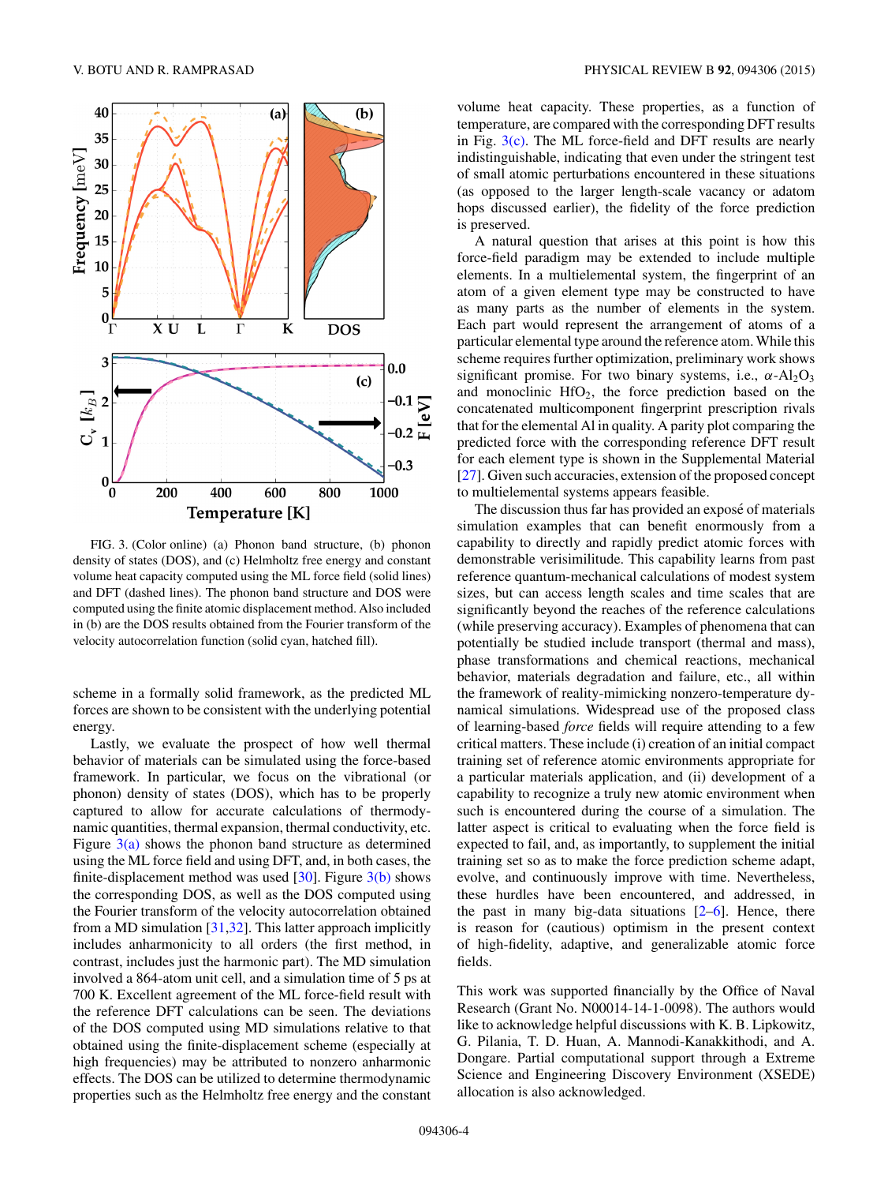40
35
30
25
20
15
10
5
0
Frequency [meV]
Γ X U L Γ K
(a)
(b)
DOS

3
2
1
0
$C_v$ [$k_B$]
0.0
−0.1
−0.2
−0.3
F [eV]
(c)
0 200 400 600 800 1000
Temperature [K]

FIG. 3. (Color online) (a) Phonon band structure, (b) phonon density of states (DOS), and (c) Helmholtz free energy and constant volume heat capacity computed using the ML force field (solid lines) and DFT (dashed lines). The phonon band structure and DOS were computed using the finite atomic displacement method. Also included in (b) are the DOS results obtained from the Fourier transform of the velocity autocorrelation function (solid cyan, hatched fill).

scheme in a formally solid framework, as the predicted ML forces are shown to be consistent with the underlying potential energy.

Lastly, we evaluate the prospect of how well thermal behavior of materials can be simulated using the force-based framework. In particular, we focus on the vibrational (or phonon) density of states (DOS), which has to be properly captured to allow for accurate calculations of thermodynamic quantities, thermal expansion, thermal conductivity, etc. Figure 3(a) shows the phonon band structure as determined using the ML force field and using DFT, and, in both cases, the finite-displacement method was used [30]. Figure 3(b) shows the corresponding DOS, as well as the DOS computed using the Fourier transform of the velocity autocorrelation obtained from a MD simulation [31,32]. This latter approach implicitly includes anharmonicity to all orders (the first method, in contrast, includes just the harmonic part). The MD simulation involved a 864-atom unit cell, and a simulation time of 5 ps at 700 K. Excellent agreement of the ML force-field result with the reference DFT calculations can be seen. The deviations of the DOS computed using MD simulations relative to that obtained using the finite-displacement scheme (especially at high frequencies) may be attributed to nonzero anharmonic effects. The DOS can be utilized to determine thermodynamic properties such as the Helmholtz free energy and the constant volume heat capacity. These properties, as a function of temperature, are compared with the corresponding DFT results in Fig. 3(c). The ML force-field and DFT results are nearly indistinguishable, indicating that even under the stringent test of small atomic perturbations encountered in these situations (as opposed to the larger length-scale vacancy or adatom hops discussed earlier), the fidelity of the force prediction is preserved.

A natural question that arises at this point is how this force-field paradigm may be extended to include multiple elements. In a multielemental system, the fingerprint of an atom of a given element type may be constructed to have as many parts as the number of elements in the system. Each part would represent the arrangement of atoms of a particular elemental type around the reference atom. While this scheme requires further optimization, preliminary work shows significant promise. For two binary systems, i.e., $\alpha$-$Al_2O_3$ and monoclinic $HfO_2$, the force prediction based on the concatenated multicomponent fingerprint prescription rivals that for the elemental Al in quality. A parity plot comparing the predicted force with the corresponding reference DFT result for each element type is shown in the Supplemental Material [27]. Given such accuracies, extension of the proposed concept to multielemental systems appears feasible.

The discussion thus far has provided an exposé of materials simulation examples that can benefit enormously from a capability to directly and rapidly predict atomic forces with demonstrable verisimilitude. This capability learns from past reference quantum-mechanical calculations of modest system sizes, but can access length scales and time scales that are significantly beyond the reaches of the reference calculations (while preserving accuracy). Examples of phenomena that can potentially be studied include transport (thermal and mass), phase transformations and chemical reactions, mechanical behavior, materials degradation and failure, etc., all within the framework of reality-mimicking nonzero-temperature dynamical simulations. Widespread use of the proposed class of learning-based *force* fields will require attending to a few critical matters. These include (i) creation of an initial compact training set of reference atomic environments appropriate for a particular materials application, and (ii) development of a capability to recognize a truly new atomic environment when such is encountered during the course of a simulation. The latter aspect is critical to evaluating when the force field is expected to fail, and, as importantly, to supplement the initial training set so as to make the force prediction scheme adapt, evolve, and continuously improve with time. Nevertheless, these hurdles have been encountered, and addressed, in the past in many big-data situations [2–6]. Hence, there is reason for (cautious) optimism in the present context of high-fidelity, adaptive, and generalizable atomic force fields.

This work was supported financially by the Office of Naval Research (Grant No. N00014-14-1-0098). The authors would like to acknowledge helpful discussions with K. B. Lipkowitz, G. Pilania, T. D. Huan, A. Mannodi-Kanakkithodi, and A. Dongare. Partial computational support through a Extreme Science and Engineering Discovery Environment (XSEDE) allocation is also acknowledged.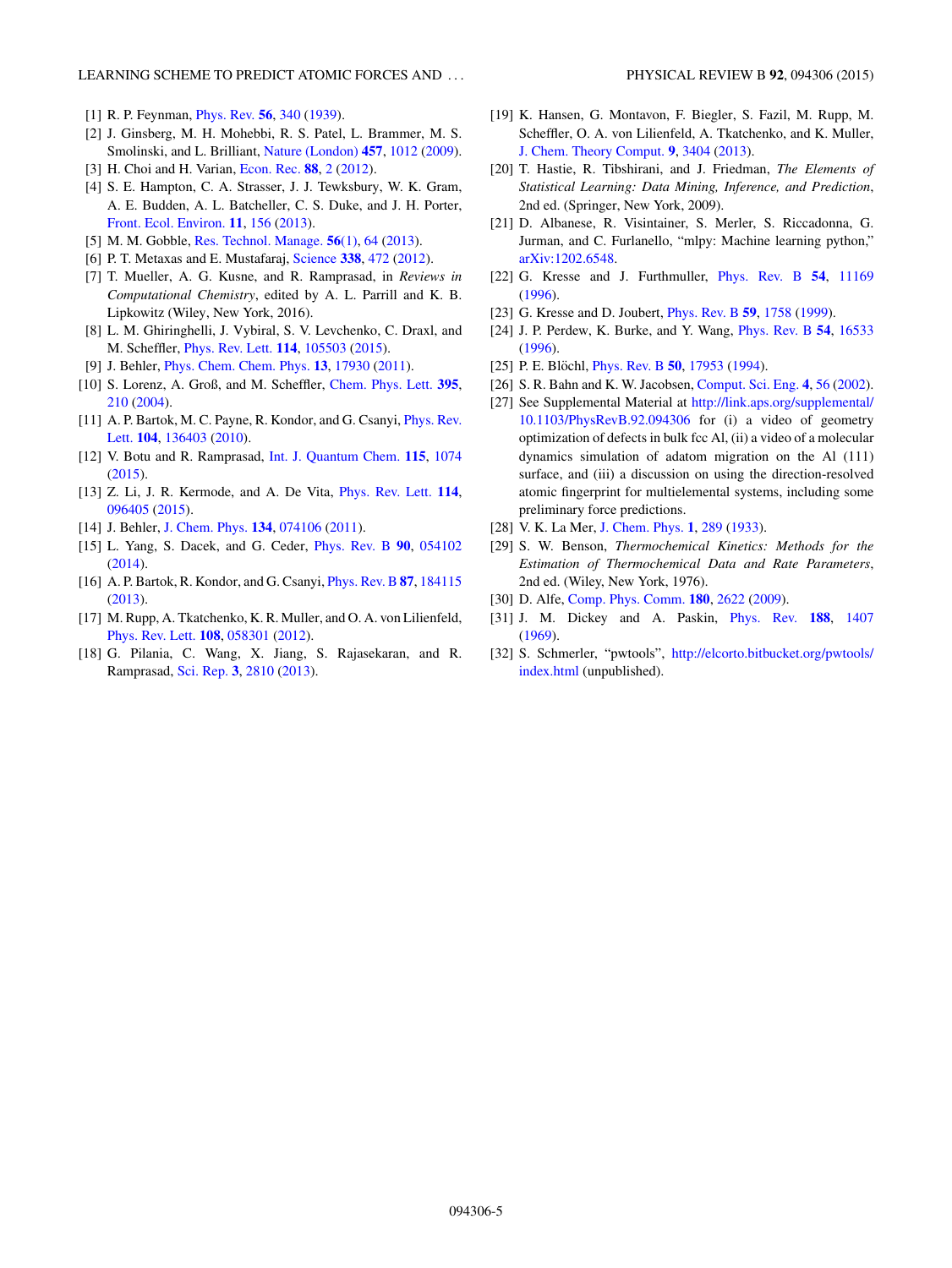[1] R. P. Feynman, Phys. Rev. **56**, 340 (1939).

[2] J. Ginsberg, M. H. Mohebbi, R. S. Patel, L. Brammer, M. S. Smolinski, and L. Brilliant, Nature (London) **457**, 1012 (2009).

[3] H. Choi and H. Varian, Econ. Rec. **88**, 2 (2012).

[4] S. E. Hampton, C. A. Strasser, J. J. Tewksbury, W. K. Gram, A. E. Budden, A. L. Batcheller, C. S. Duke, and J. H. Porter, Front. Ecol. Environ. **11**, 156 (2013).

[5] M. M. Gobble, Res. Technol. Manage. **56**(1), 64 (2013).

[6] P. T. Metaxas and E. Mustafaraj, Science **338**, 472 (2012).

[7] T. Mueller, A. G. Kusne, and R. Ramprasad, in *Reviews in Computational Chemistry*, edited by A. L. Parrill and K. B. Lipkowitz (Wiley, New York, 2016).

[8] L. M. Ghiringhelli, J. Vybiral, S. V. Levchenko, C. Draxl, and M. Scheffler, Phys. Rev. Lett. **114**, 105503 (2015).

[9] J. Behler, Phys. Chem. Chem. Phys. **13**, 17930 (2011).

[10] S. Lorenz, A. Groß, and M. Scheffler, Chem. Phys. Lett. **395**, 210 (2004).

[11] A. P. Bartok, M. C. Payne, R. Kondor, and G. Csanyi, Phys. Rev. Lett. **104**, 136403 (2010).

[12] V. Botu and R. Ramprasad, Int. J. Quantum Chem. **115**, 1074 (2015).

[13] Z. Li, J. R. Kermode, and A. De Vita, Phys. Rev. Lett. **114**, 096405 (2015).

[14] J. Behler, J. Chem. Phys. **134**, 074106 (2011).

[15] L. Yang, S. Dacek, and G. Ceder, Phys. Rev. B **90**, 054102 (2014).

[16] A. P. Bartok, R. Kondor, and G. Csanyi, Phys. Rev. B **87**, 184115 (2013).

[17] M. Rupp, A. Tkatchenko, K. R. Muller, and O. A. von Lilienfeld, Phys. Rev. Lett. **108**, 058301 (2012).

[18] G. Pilania, C. Wang, X. Jiang, S. Rajasekaran, and R. Ramprasad, Sci. Rep. **3**, 2810 (2013).

[19] K. Hansen, G. Montavon, F. Biegler, S. Fazil, M. Rupp, M. Scheffler, O. A. von Lilienfeld, A. Tkatchenko, and K. Muller, J. Chem. Theory Comput. **9**, 3404 (2013).

[20] T. Hastie, R. Tibshirani, and J. Friedman, *The Elements of Statistical Learning: Data Mining, Inference, and Prediction*, 2nd ed. (Springer, New York, 2009).

[21] D. Albanese, R. Visintainer, S. Merler, S. Riccadonna, G. Jurman, and C. Furlanello, "mlpy: Machine learning python," arXiv:1202.6548.

[22] G. Kresse and J. Furthmuller, Phys. Rev. B **54**, 11169 (1996).

[23] G. Kresse and D. Joubert, Phys. Rev. B **59**, 1758 (1999).

[24] J. P. Perdew, K. Burke, and Y. Wang, Phys. Rev. B **54**, 16533 (1996).

[25] P. E. Blöchl, Phys. Rev. B **50**, 17953 (1994).

[26] S. R. Bahn and K. W. Jacobsen, Comput. Sci. Eng. **4**, 56 (2002).

[27] See Supplemental Material at http://link.aps.org/supplemental/10.1103/PhysRevB.92.094306 for (i) a video of geometry optimization of defects in bulk fcc Al, (ii) a video of a molecular dynamics simulation of adatom migration on the Al (111) surface, and (iii) a discussion on using the direction-resolved atomic fingerprint for multielemental systems, including some preliminary force predictions.

[28] V. K. La Mer, J. Chem. Phys. **1**, 289 (1933).

[29] S. W. Benson, *Thermochemical Kinetics: Methods for the Estimation of Thermochemical Data and Rate Parameters*, 2nd ed. (Wiley, New York, 1976).

[30] D. Alfe, Comp. Phys. Comm. **180**, 2622 (2009).

[31] J. M. Dickey and A. Paskin, Phys. Rev. **188**, 1407 (1969).

[32] S. Schmerler, "pwtools", http://elcorto.bitbucket.org/pwtools/index.html (unpublished).